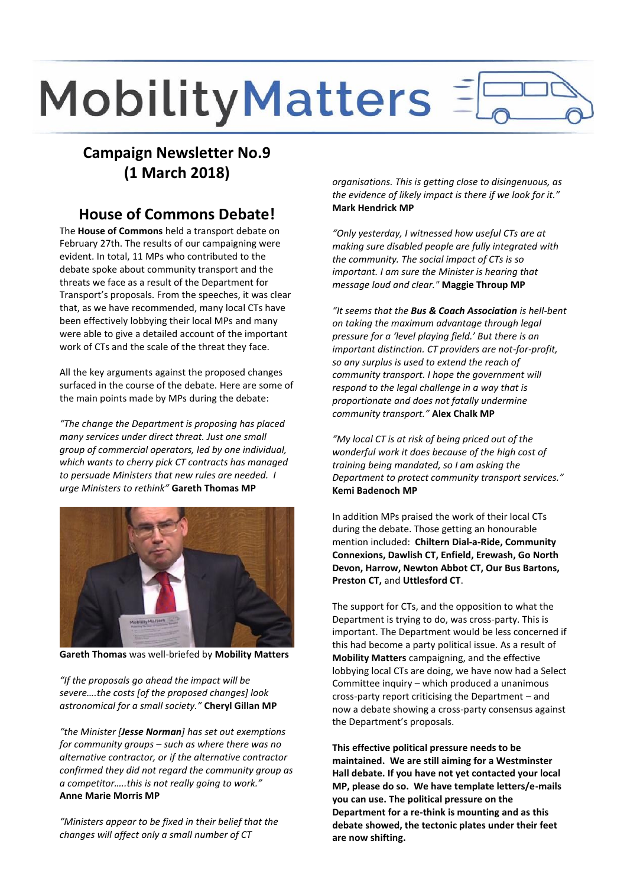# MobilityMatters

## Campaign Newsletter No.9 (1 March 2018)

## House of Commons Debate!

The **House of Commons** held a transport debate on February 27th. The results of our campaigning were evident. In total, 11 MPs who contributed to the debate spoke about community transport and the threats we face as a result of the Department for Transport's proposals. From the speeches, it was clear that, as we have recommended, many local CTs have been effectively lobbying their local MPs and many were able to give a detailed account of the important work of CTs and the scale of the threat they face.

All the key arguments against the proposed changes surfaced in the course of the debate. Here are some of the main points made by MPs during the debate:

*"The change the Department is proposing has placed many services under direct threat. Just one small group of commercial operators, led by one individual, which wants to cherry pick CT contracts has managed to persuade Ministers that new rules are needed. I urge Ministers to rethink"* **Gareth Thomas MP**

**Gareth Thomas** was well-briefed by **Mobility Matters**

*"If the proposals go ahead the impact will be severe….the costs [of the proposed changes] look astronomical for a small society."* **Cheryl Gillan MP**

*"the Minister [**Jesse Norman**] has set out exemptions for community groups – such as where there was no alternative contractor, or if the alternative contractor confirmed they did not regard the community group as a competitor…..this is not really going to work."* **Anne Marie Morris MP**

*"Ministers appear to be fixed in their belief that the changes will affect only a small number of CT organisations. This is getting close to disingenuous, as the evidence of likely impact is there if we look for it."* **Mark Hendrick MP**

*"Only yesterday, I witnessed how useful CTs are at making sure disabled people are fully integrated with the community. The social impact of CTs is so important. I am sure the Minister is hearing that message loud and clear."* **Maggie Throup MP**

*"It seems that the **Bus & Coach Association** is hell-bent on taking the maximum advantage through legal pressure for a 'level playing field.' But there is an important distinction. CT providers are not-for-profit, so any surplus is used to extend the reach of community transport. I hope the government will respond to the legal challenge in a way that is proportionate and does not fatally undermine community transport."* **Alex Chalk MP**

*"My local CT is at risk of being priced out of the wonderful work it does because of the high cost of training being mandated, so I am asking the Department to protect community transport services."* **Kemi Badenoch MP**

In addition MPs praised the work of their local CTs during the debate. Those getting an honourable mention included: **Chiltern Dial-a-Ride, Community Connexions, Dawlish CT, Enfield, Erewash, Go North Devon, Harrow, Newton Abbot CT, Our Bus Bartons, Preston CT,** and **Uttlesford CT**.

The support for CTs, and the opposition to what the Department is trying to do, was cross-party. This is important. The Department would be less concerned if this had become a party political issue. As a result of **Mobility Matters** campaigning, and the effective lobbying local CTs are doing, we have now had a Select Committee inquiry – which produced a unanimous cross-party report criticising the Department – and now a debate showing a cross-party consensus against the Department's proposals.

**This effective political pressure needs to be maintained. We are still aiming for a Westminster Hall debate. If you have not yet contacted your local MP, please do so. We have template letters/e-mails you can use. The political pressure on the Department for a re-think is mounting and as this debate showed, the tectonic plates under their feet are now shifting.**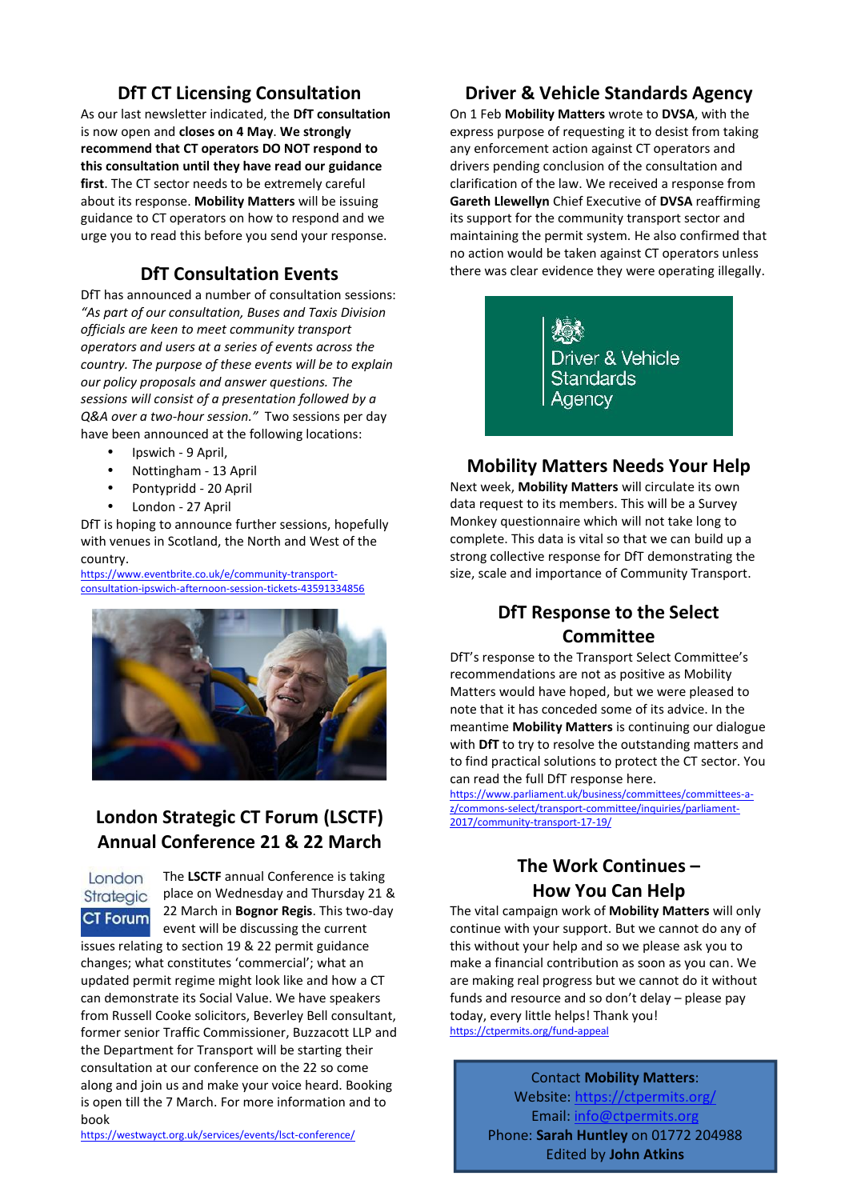## DfT CT Licensing Consultation

As our last newsletter indicated, the **DfT consultation** is now open and **closes on 4 May**. **We strongly recommend that CT operators DO NOT respond to this consultation until they have read our guidance first**. The CT sector needs to be extremely careful about its response. **Mobility Matters** will be issuing guidance to CT operators on how to respond and we urge you to read this before you send your response.

## DfT Consultation Events

DfT has announced a number of consultation sessions: *"As part of our consultation, Buses and Taxis Division officials are keen to meet community transport operators and users at a series of events across the country. The purpose of these events will be to explain our policy proposals and answer questions. The sessions will consist of a presentation followed by a Q&A over a two-hour session."* Two sessions per day have been announced at the following locations:

- Ipswich - 9 April,
- Nottingham - 13 April
- Pontypridd - 20 April
- London - 27 April

DfT is hoping to announce further sessions, hopefully with venues in Scotland, the North and West of the country.

https://www.eventbrite.co.uk/e/community-transport-consultation-ipswich-afternoon-session-tickets-43591334856

## London Strategic CT Forum (LSCTF) Annual Conference 21 & 22 March

The **LSCTF** annual Conference is taking place on Wednesday and Thursday 21 & 22 March in **Bognor Regis**. This two-day event will be discussing the current issues relating to section 19 & 22 permit guidance changes; what constitutes 'commercial'; what an updated permit regime might look like and how a CT can demonstrate its Social Value. We have speakers from Russell Cooke solicitors, Beverley Bell consultant, former senior Traffic Commissioner, Buzzacott LLP and the Department for Transport will be starting their consultation at our conference on the 22 so come along and join us and make your voice heard. Booking is open till the 7 March. For more information and to book

https://westwayct.org.uk/services/events/lsct-conference/

## Driver & Vehicle Standards Agency

On 1 Feb **Mobility Matters** wrote to **DVSA**, with the express purpose of requesting it to desist from taking any enforcement action against CT operators and drivers pending conclusion of the consultation and clarification of the law. We received a response from **Gareth Llewellyn** Chief Executive of **DVSA** reaffirming its support for the community transport sector and maintaining the permit system. He also confirmed that no action would be taken against CT operators unless there was clear evidence they were operating illegally.

## Mobility Matters Needs Your Help

Next week, **Mobility Matters** will circulate its own data request to its members. This will be a Survey Monkey questionnaire which will not take long to complete. This data is vital so that we can build up a strong collective response for DfT demonstrating the size, scale and importance of Community Transport.

## DfT Response to the Select Committee

DfT's response to the Transport Select Committee's recommendations are not as positive as Mobility Matters would have hoped, but we were pleased to note that it has conceded some of its advice. In the meantime **Mobility Matters** is continuing our dialogue with **DfT** to try to resolve the outstanding matters and to find practical solutions to protect the CT sector. You can read the full DfT response here.

https://www.parliament.uk/business/committees/committees-a-z/commons-select/transport-committee/inquiries/parliament-2017/community-transport-17-19/

## The Work Continues – How You Can Help

The vital campaign work of **Mobility Matters** will only continue with your support. But we cannot do any of this without your help and so we please ask you to make a financial contribution as soon as you can. We are making real progress but we cannot do it without funds and resource and so don't delay – please pay today, every little helps! Thank you!

https://ctpermits.org/fund-appeal

Contact **Mobility Matters**:
Website: https://ctpermits.org/
Email: info@ctpermits.org
Phone: **Sarah Huntley** on 01772 204988
Edited by **John Atkins**